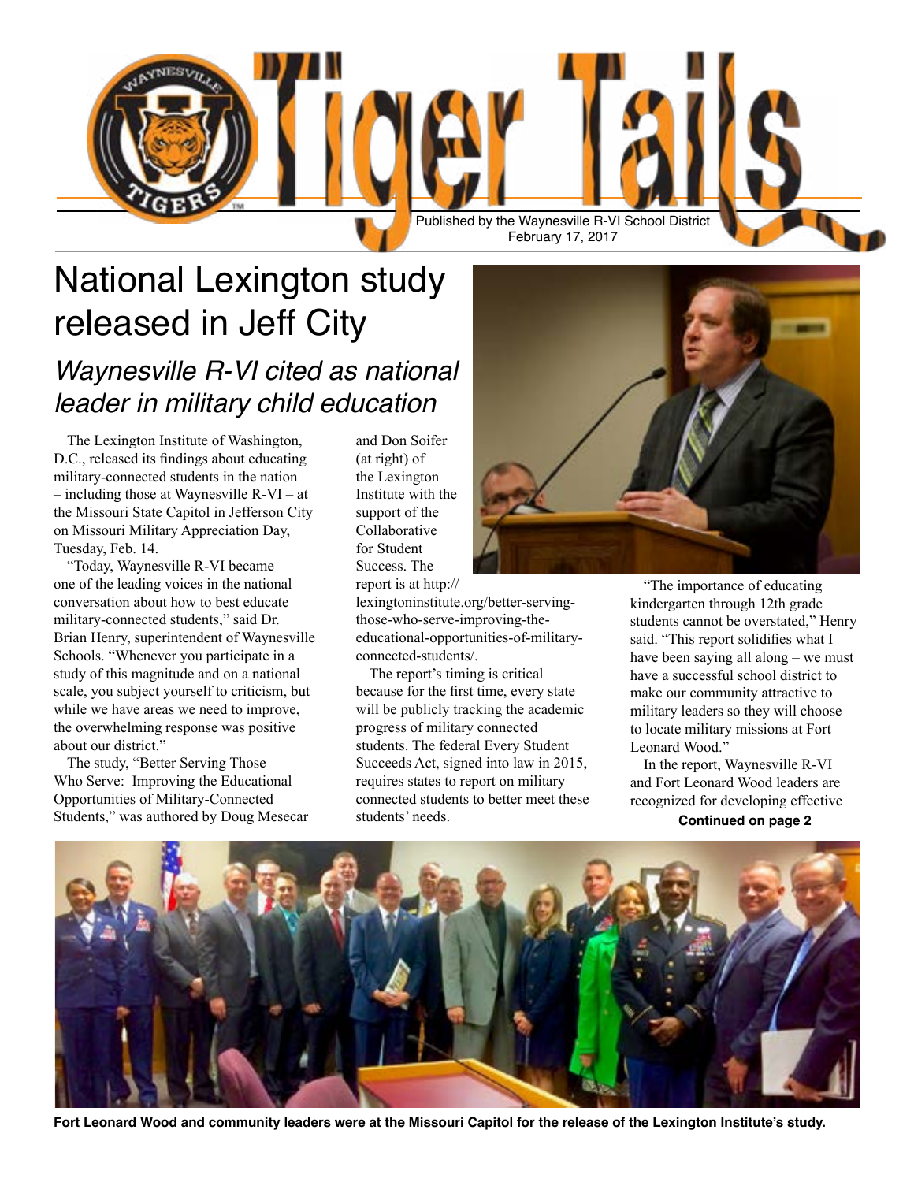# Tiger Tails

Published by the Waynesville R-VI School District
February 17, 2017

## National Lexington study released in Jeff City

### *Waynesville R-VI cited as national leader in military child education*

The Lexington Institute of Washington, D.C., released its findings about educating military-connected students in the nation – including those at Waynesville R-VI – at the Missouri State Capitol in Jefferson City on Missouri Military Appreciation Day, Tuesday, Feb. 14.

"Today, Waynesville R-VI became one of the leading voices in the national conversation about how to best educate military-connected students," said Dr. Brian Henry, superintendent of Waynesville Schools. "Whenever you participate in a study of this magnitude and on a national scale, you subject yourself to criticism, but while we have areas we need to improve, the overwhelming response was positive about our district."

The study, "Better Serving Those Who Serve: Improving the Educational Opportunities of Military-Connected Students," was authored by Doug Mesecar and Don Soifer (at right) of the Lexington Institute with the support of the Collaborative for Student Success. The report is at http://lexingtoninstitute.org/better-serving-those-who-serve-improving-the-educational-opportunities-of-military-connected-students/.

The report's timing is critical because for the first time, every state will be publicly tracking the academic progress of military connected students. The federal Every Student Succeeds Act, signed into law in 2015, requires states to report on military connected students to better meet these students' needs.

"The importance of educating kindergarten through 12th grade students cannot be overstated," Henry said. "This report solidifies what I have been saying all along – we must have a successful school district to make our community attractive to military leaders so they will choose to locate military missions at Fort Leonard Wood."

In the report, Waynesville R-VI and Fort Leonard Wood leaders are recognized for developing effective

**Continued on page 2**

**Fort Leonard Wood and community leaders were at the Missouri Capitol for the release of the Lexington Institute's study.**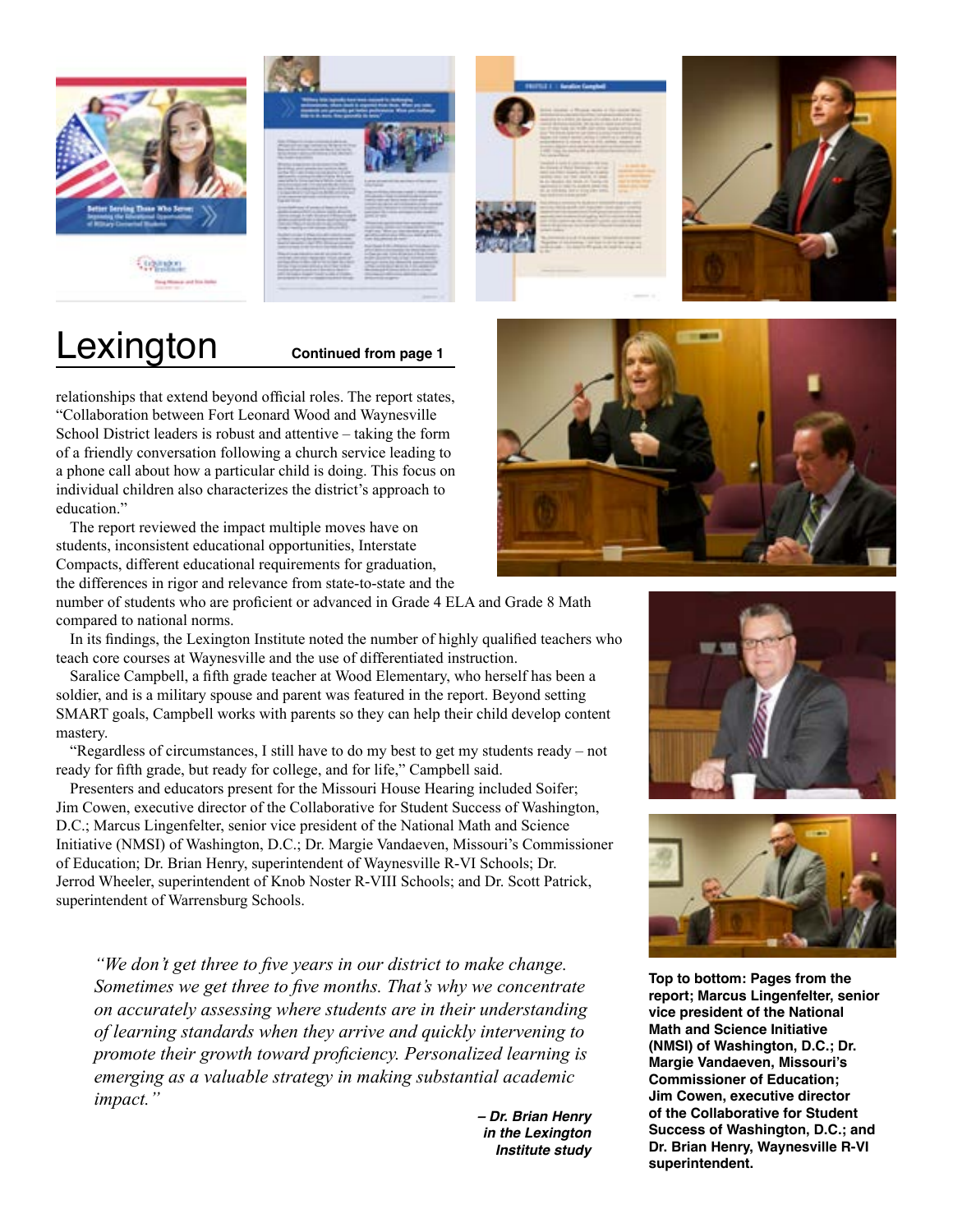# Lexington

**Continued from page 1**

relationships that extend beyond official roles. The report states, "Collaboration between Fort Leonard Wood and Waynesville School District leaders is robust and attentive – taking the form of a friendly conversation following a church service leading to a phone call about how a particular child is doing. This focus on individual children also characterizes the district's approach to education."

The report reviewed the impact multiple moves have on students, inconsistent educational opportunities, Interstate Compacts, different educational requirements for graduation, the differences in rigor and relevance from state-to-state and the number of students who are proficient or advanced in Grade 4 ELA and Grade 8 Math compared to national norms.

In its findings, the Lexington Institute noted the number of highly qualified teachers who teach core courses at Waynesville and the use of differentiated instruction.

Saralice Campbell, a fifth grade teacher at Wood Elementary, who herself has been a soldier, and is a military spouse and parent was featured in the report. Beyond setting SMART goals, Campbell works with parents so they can help their child develop content mastery.

"Regardless of circumstances, I still have to do my best to get my students ready – not ready for fifth grade, but ready for college, and for life," Campbell said.

Presenters and educators present for the Missouri House Hearing included Soifer; Jim Cowen, executive director of the Collaborative for Student Success of Washington, D.C.; Marcus Lingenfelter, senior vice president of the National Math and Science Initiative (NMSI) of Washington, D.C.; Dr. Margie Vandaeven, Missouri's Commissioner of Education; Dr. Brian Henry, superintendent of Waynesville R-VI Schools; Dr. Jerrod Wheeler, superintendent of Knob Noster R-VIII Schools; and Dr. Scott Patrick, superintendent of Warrensburg Schools.

> *"We don't get three to five years in our district to make change. Sometimes we get three to five months. That's why we concentrate on accurately assessing where students are in their understanding of learning standards when they arrive and quickly intervening to promote their growth toward proficiency. Personalized learning is emerging as a valuable strategy in making substantial academic impact."*
>
> ***– Dr. Brian Henry in the Lexington Institute study***

**Top to bottom: Pages from the report; Marcus Lingenfelter, senior vice president of the National Math and Science Initiative (NMSI) of Washington, D.C.; Dr. Margie Vandaeven, Missouri's Commissioner of Education; Jim Cowen, executive director of the Collaborative for Student Success of Washington, D.C.; and Dr. Brian Henry, Waynesville R-VI superintendent.**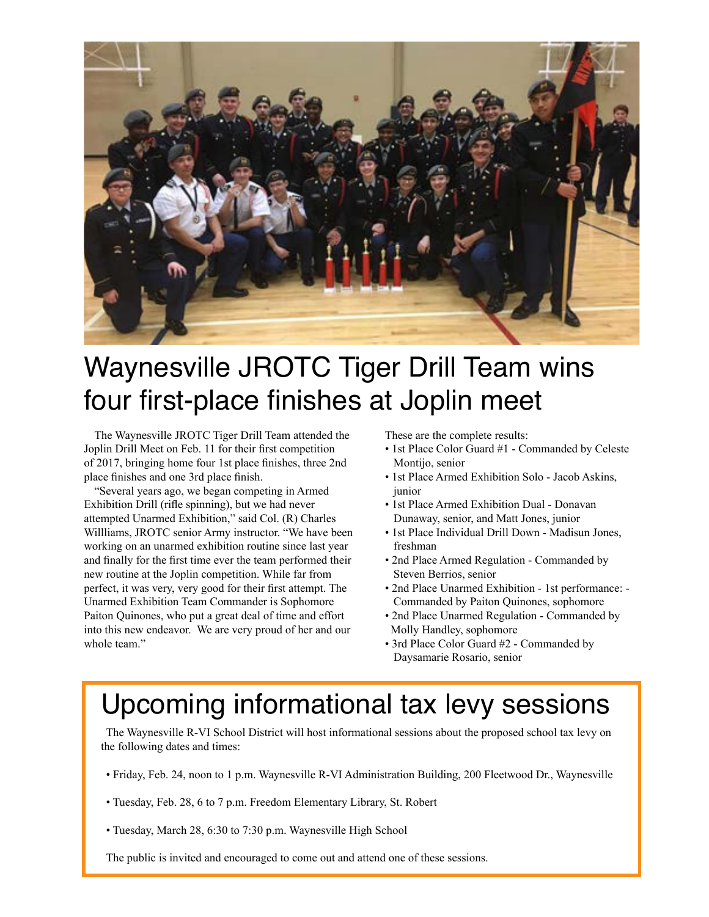# Waynesville JROTC Tiger Drill Team wins four first-place finishes at Joplin meet

The Waynesville JROTC Tiger Drill Team attended the Joplin Drill Meet on Feb. 11 for their first competition of 2017, bringing home four 1st place finishes, three 2nd place finishes and one 3rd place finish.

"Several years ago, we began competing in Armed Exhibition Drill (rifle spinning), but we had never attempted Unarmed Exhibition," said Col. (R) Charles Willliams, JROTC senior Army instructor. "We have been working on an unarmed exhibition routine since last year and finally for the first time ever the team performed their new routine at the Joplin competition. While far from perfect, it was very, very good for their first attempt. The Unarmed Exhibition Team Commander is Sophomore Paiton Quinones, who put a great deal of time and effort into this new endeavor. We are very proud of her and our whole team."

These are the complete results:

- 1st Place Color Guard #1 - Commanded by Celeste Montijo, senior
- 1st Place Armed Exhibition Solo - Jacob Askins, junior
- 1st Place Armed Exhibition Dual - Donavan Dunaway, senior, and Matt Jones, junior
- 1st Place Individual Drill Down - Madisun Jones, freshman
- 2nd Place Armed Regulation - Commanded by Steven Berrios, senior
- 2nd Place Unarmed Exhibition - 1st performance: - Commanded by Paiton Quinones, sophomore
- 2nd Place Unarmed Regulation - Commanded by Molly Handley, sophomore
- 3rd Place Color Guard #2 - Commanded by Daysamarie Rosario, senior

# Upcoming informational tax levy sessions

The Waynesville R-VI School District will host informational sessions about the proposed school tax levy on the following dates and times:

- Friday, Feb. 24, noon to 1 p.m. Waynesville R-VI Administration Building, 200 Fleetwood Dr., Waynesville
- Tuesday, Feb. 28, 6 to 7 p.m. Freedom Elementary Library, St. Robert
- Tuesday, March 28, 6:30 to 7:30 p.m. Waynesville High School

The public is invited and encouraged to come out and attend one of these sessions.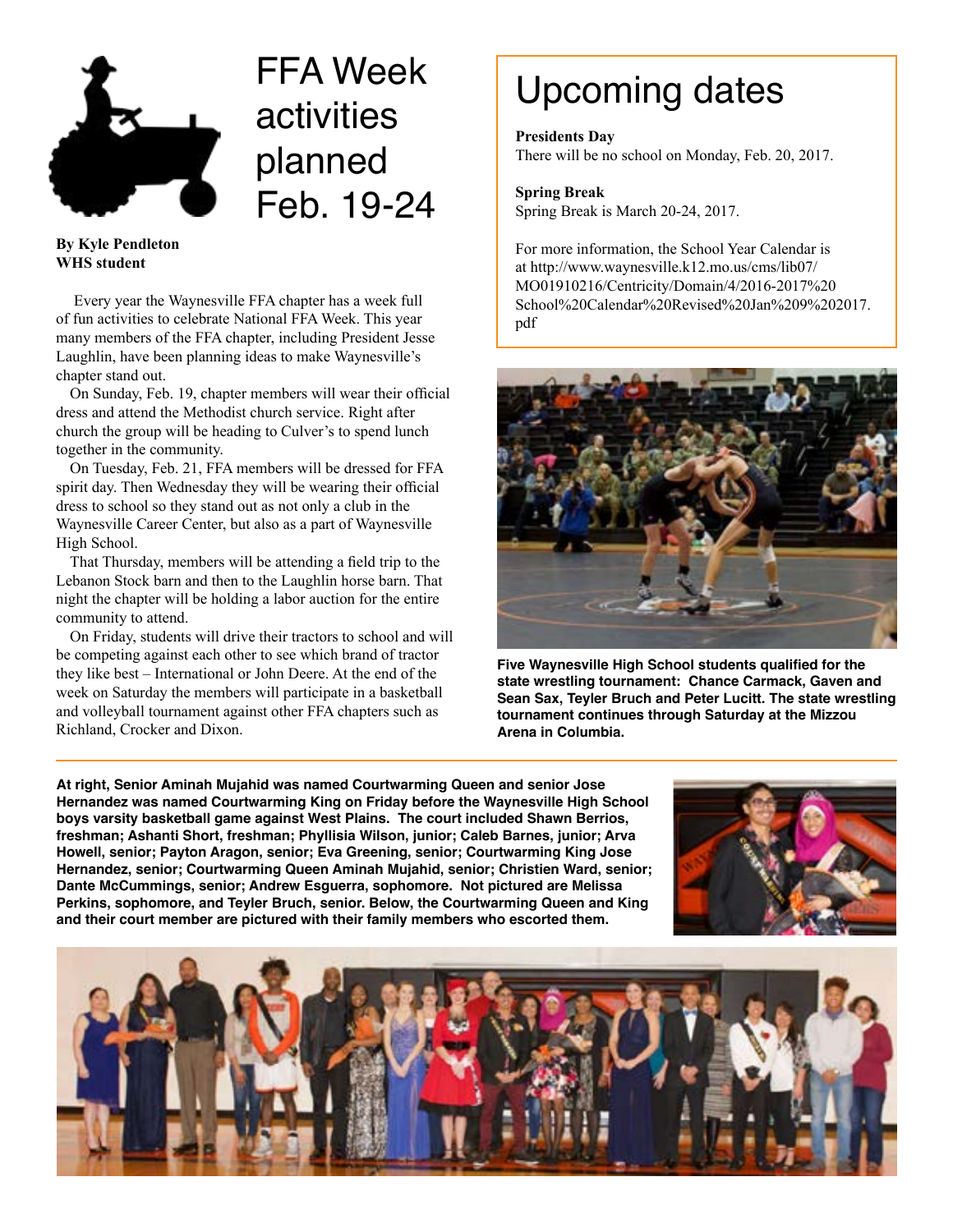# FFA Week activities planned Feb. 19-24

**By Kyle Pendleton**
**WHS student**

Every year the Waynesville FFA chapter has a week full of fun activities to celebrate National FFA Week. This year many members of the FFA chapter, including President Jesse Laughlin, have been planning ideas to make Waynesville's chapter stand out.

On Sunday, Feb. 19, chapter members will wear their official dress and attend the Methodist church service. Right after church the group will be heading to Culver's to spend lunch together in the community.

On Tuesday, Feb. 21, FFA members will be dressed for FFA spirit day. Then Wednesday they will be wearing their official dress to school so they stand out as not only a club in the Waynesville Career Center, but also as a part of Waynesville High School.

That Thursday, members will be attending a field trip to the Lebanon Stock barn and then to the Laughlin horse barn. That night the chapter will be holding a labor auction for the entire community to attend.

On Friday, students will drive their tractors to school and will be competing against each other to see which brand of tractor they like best – International or John Deere. At the end of the week on Saturday the members will participate in a basketball and volleyball tournament against other FFA chapters such as Richland, Crocker and Dixon.

# Upcoming dates

**Presidents Day**
There will be no school on Monday, Feb. 20, 2017.

**Spring Break**
Spring Break is March 20-24, 2017.

For more information, the School Year Calendar is at http://www.waynesville.k12.mo.us/cms/lib07/MO01910216/Centricity/Domain/4/2016-2017%20School%20Calendar%20Revised%20Jan%209%202017.pdf

**Five Waynesville High School students qualified for the state wrestling tournament: Chance Carmack, Gaven and Sean Sax, Teyler Bruch and Peter Lucitt. The state wrestling tournament continues through Saturday at the Mizzou Arena in Columbia.**

**At right, Senior Aminah Mujahid was named Courtwarming Queen and senior Jose Hernandez was named Courtwarming King on Friday before the Waynesville High School boys varsity basketball game against West Plains. The court included Shawn Berrios, freshman; Ashanti Short, freshman; Phyllisia Wilson, junior; Caleb Barnes, junior; Arva Howell, senior; Payton Aragon, senior; Eva Greening, senior; Courtwarming King Jose Hernandez, senior; Courtwarming Queen Aminah Mujahid, senior; Christien Ward, senior; Dante McCummings, senior; Andrew Esguerra, sophomore. Not pictured are Melissa Perkins, sophomore, and Teyler Bruch, senior. Below, the Courtwarming Queen and King and their court member are pictured with their family members who escorted them.**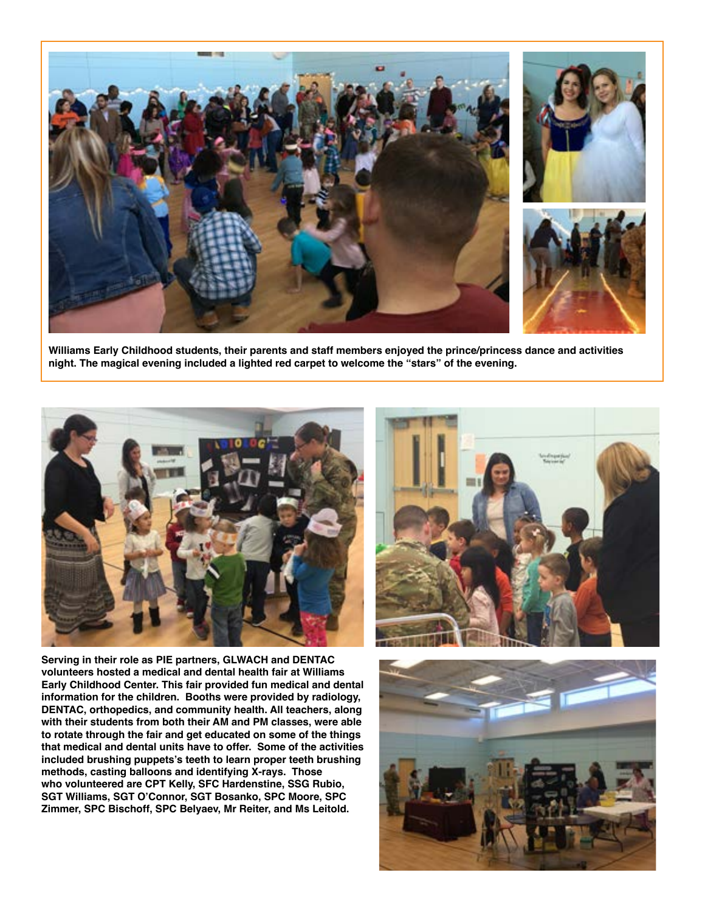**Williams Early Childhood students, their parents and staff members enjoyed the prince/princess dance and activities night. The magical evening included a lighted red carpet to welcome the "stars" of the evening.**

**Serving in their role as PIE partners, GLWACH and DENTAC volunteers hosted a medical and dental health fair at Williams Early Childhood Center. This fair provided fun medical and dental information for the children. Booths were provided by radiology, DENTAC, orthopedics, and community health. All teachers, along with their students from both their AM and PM classes, were able to rotate through the fair and get educated on some of the things that medical and dental units have to offer. Some of the activities included brushing puppets's teeth to learn proper teeth brushing methods, casting balloons and identifying X-rays. Those who volunteered are CPT Kelly, SFC Hardenstine, SSG Rubio, SGT Williams, SGT O'Connor, SGT Bosanko, SPC Moore, SPC Zimmer, SPC Bischoff, SPC Belyaev, Mr Reiter, and Ms Leitold.**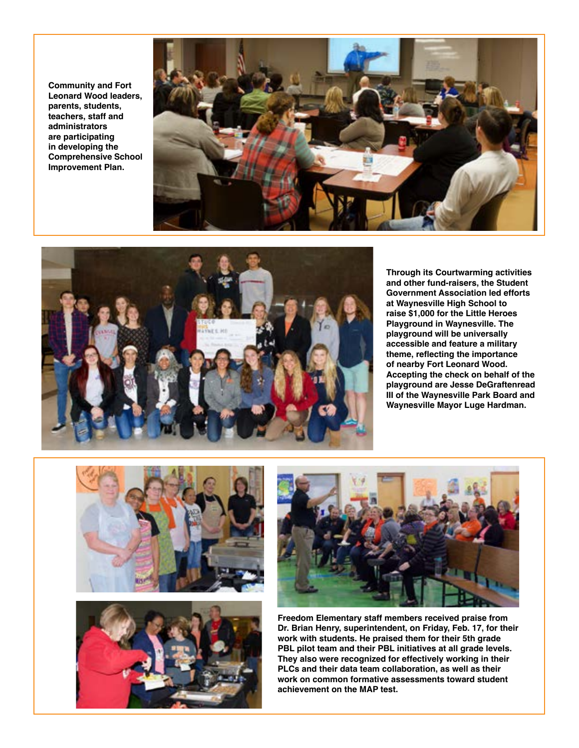**Community and Fort Leonard Wood leaders, parents, students, teachers, staff and administrators are participating in developing the Comprehensive School Improvement Plan.**

**Through its Courtwarming activities and other fund-raisers, the Student Government Association led efforts at Waynesville High School to raise $1,000 for the Little Heroes Playground in Waynesville. The playground will be universally accessible and feature a military theme, reflecting the importance of nearby Fort Leonard Wood. Accepting the check on behalf of the playground are Jesse DeGraftenread III of the Waynesville Park Board and Waynesville Mayor Luge Hardman.**

**Freedom Elementary staff members received praise from Dr. Brian Henry, superintendent, on Friday, Feb. 17, for their work with students. He praised them for their 5th grade PBL pilot team and their PBL initiatives at all grade levels. They also were recognized for effectively working in their PLCs and their data team collaboration, as well as their work on common formative assessments toward student achievement on the MAP test.**